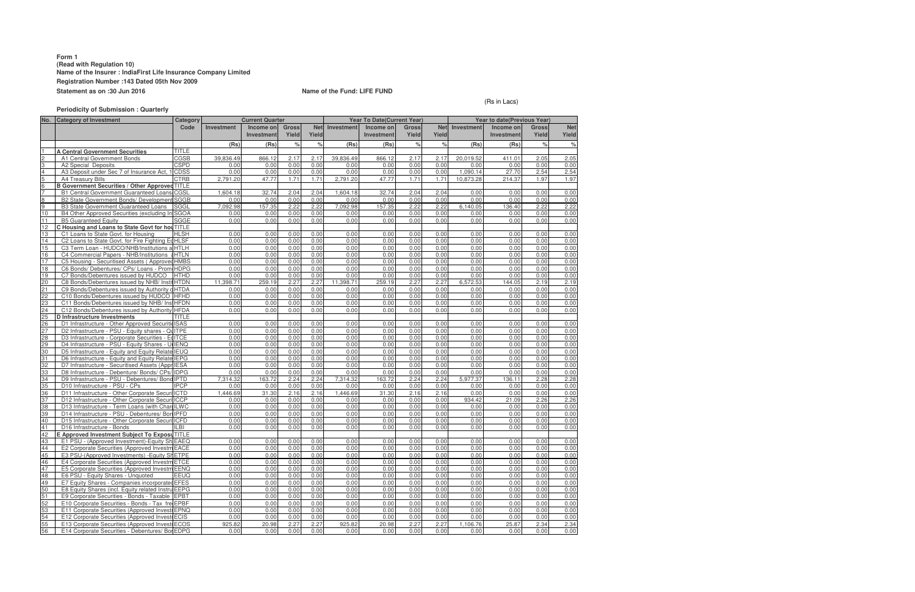Form 1
(Read with Regulation 10)
Name of the Insurer : IndiaFirst Life Insurance Company Limited
Registration Number :143 Dated 05th Nov 2009
Statement as on :30 Jun 2016

Name of the Fund: LIFE FUND

(Rs in Lacs)

Periodicity of Submission : Quarterly

| No. | Category of Investment | Category Code | Current Quarter | | | | Year To Date(Current Year) | | | | Year to date(Previous Year) | | | |
|---|---|---|---|---|---|---|---|---|---|---|---|---|---|---|
| | | | Investment | Income on Investment | Gross Yield | Net Yield | Investment | Income on Investment | Gross Yield | Net Yield | Investment | Income on Investment | Gross Yield | Net Yield |
| | | | (Rs) | (Rs) | % | % | (Rs) | (Rs) | % | % | (Rs) | (Rs) | % | % |
| 1 | A Central Government Securities | TITLE | | | | | | | | | | | | |
| 2 | A1 Central Government Bonds | CGSB | 39,836.49 | 866.12 | 2.17 | 2.17 | 39,836.49 | 866.12 | 2.17 | 2.17 | 20,019.52 | 411.01 | 2.05 | 2.05 |
| 3 | A2 Special Deposits | CSPD | 0.00 | 0.00 | 0.00 | 0.00 | 0.00 | 0.00 | 0.00 | 0.00 | 0.00 | 0.00 | 0.00 | 0.00 |
| 4 | A3 Deposit under Sec 7 of Insurance Act, 1 | CDSS | 0.00 | 0.00 | 0.00 | 0.00 | 0.00 | 0.00 | 0.00 | 0.00 | 1,090.14 | 27.70 | 2.54 | 2.54 |
| 5 | A4 Treasury Bills | CTRB | 2,791.20 | 47.77 | 1.71 | 1.71 | 2,791.20 | 47.77 | 1.71 | 1.71 | 10,873.28 | 214.37 | 1.97 | 1.97 |
| 6 | B Government Securities / Other Approved | TITLE | | | | | | | | | | | | |
| 7 | B1 Central Government Guaranteed Loans | CGSL | 1,604.18 | 32.74 | 2.04 | 2.04 | 1,604.18 | 32.74 | 2.04 | 2.04 | 0.00 | 0.00 | 0.00 | 0.00 |
| 8 | B2 State Government Bonds/ Development | SGGB | 0.00 | 0.00 | 0.00 | 0.00 | 0.00 | 0.00 | 0.00 | 0.00 | 0.00 | 0.00 | 0.00 | 0.00 |
| 9 | B3 State Government Guaranteed Loans | SGGL | 7,092.98 | 157.35 | 2.22 | 2.22 | 7,092.98 | 157.35 | 2.22 | 2.22 | 6,140.05 | 136.40 | 2.22 | 2.22 |
| 10 | B4 Other Approved Securities (excluding In | SGOA | 0.00 | 0.00 | 0.00 | 0.00 | 0.00 | 0.00 | 0.00 | 0.00 | 0.00 | 0.00 | 0.00 | 0.00 |
| 11 | B5 Guaranteed Equity | SGGE | 0.00 | 0.00 | 0.00 | 0.00 | 0.00 | 0.00 | 0.00 | 0.00 | 0.00 | 0.00 | 0.00 | 0.00 |
| 12 | C Housing and Loans to State Govt for hou | TITLE | | | | | | | | | | | | |
| 13 | C1 Loans to State Govt. for Housing | HLSH | 0.00 | 0.00 | 0.00 | 0.00 | 0.00 | 0.00 | 0.00 | 0.00 | 0.00 | 0.00 | 0.00 | 0.00 |
| 14 | C2 Loans to State Govt. for Fire Fighting Eq | HLSF | 0.00 | 0.00 | 0.00 | 0.00 | 0.00 | 0.00 | 0.00 | 0.00 | 0.00 | 0.00 | 0.00 | 0.00 |
| 15 | C3 Term Loan - HUDCO/NHB/Institutions a | HTLH | 0.00 | 0.00 | 0.00 | 0.00 | 0.00 | 0.00 | 0.00 | 0.00 | 0.00 | 0.00 | 0.00 | 0.00 |
| 16 | C4 Commercial Papers - NHB/Institutions a | HTLN | 0.00 | 0.00 | 0.00 | 0.00 | 0.00 | 0.00 | 0.00 | 0.00 | 0.00 | 0.00 | 0.00 | 0.00 |
| 17 | C5 Housing - Securitised Assets ( Approved | HMBS | 0.00 | 0.00 | 0.00 | 0.00 | 0.00 | 0.00 | 0.00 | 0.00 | 0.00 | 0.00 | 0.00 | 0.00 |
| 18 | C6 Bonds/ Debentures/ CPs/ Loans - Prom | HDPG | 0.00 | 0.00 | 0.00 | 0.00 | 0.00 | 0.00 | 0.00 | 0.00 | 0.00 | 0.00 | 0.00 | 0.00 |
| 19 | C7 Bonds/Debentures issued by HUDCO | HTHD | 0.00 | 0.00 | 0.00 | 0.00 | 0.00 | 0.00 | 0.00 | 0.00 | 0.00 | 0.00 | 0.00 | 0.00 |
| 20 | C8 Bonds/Debentures issued by NHB/ Insti | HTDN | 11,398.71 | 259.19 | 2.27 | 2.27 | 11,398.71 | 259.19 | 2.27 | 2.27 | 6,572.53 | 144.05 | 2.19 | 2.19 |
| 21 | C9 Bonds/Debentures issued by Authority c | HTDA | 0.00 | 0.00 | 0.00 | 0.00 | 0.00 | 0.00 | 0.00 | 0.00 | 0.00 | 0.00 | 0.00 | 0.00 |
| 22 | C10 Bonds/Debentures issued by HUDCO | HFHD | 0.00 | 0.00 | 0.00 | 0.00 | 0.00 | 0.00 | 0.00 | 0.00 | 0.00 | 0.00 | 0.00 | 0.00 |
| 23 | C11 Bonds/Debentures issued by NHB/ Ins | HFDN | 0.00 | 0.00 | 0.00 | 0.00 | 0.00 | 0.00 | 0.00 | 0.00 | 0.00 | 0.00 | 0.00 | 0.00 |
| 24 | C12 Bonds/Debentures issued by Authority | HFDA | 0.00 | 0.00 | 0.00 | 0.00 | 0.00 | 0.00 | 0.00 | 0.00 | 0.00 | 0.00 | 0.00 | 0.00 |
| 25 | D Infrastructure Investments | TITLE | | | | | | | | | | | | |
| 26 | D1 Infrastructure - Other Approved Securitie | ISAS | 0.00 | 0.00 | 0.00 | 0.00 | 0.00 | 0.00 | 0.00 | 0.00 | 0.00 | 0.00 | 0.00 | 0.00 |
| 27 | D2 Infrastructure - PSU - Equity shares - Qu | ITPE | 0.00 | 0.00 | 0.00 | 0.00 | 0.00 | 0.00 | 0.00 | 0.00 | 0.00 | 0.00 | 0.00 | 0.00 |
| 28 | D3 Infrastructure - Corporate Securities - Eq | ITCE | 0.00 | 0.00 | 0.00 | 0.00 | 0.00 | 0.00 | 0.00 | 0.00 | 0.00 | 0.00 | 0.00 | 0.00 |
| 29 | D4 Infrastructure - PSU - Equity Shares - U | IENQ | 0.00 | 0.00 | 0.00 | 0.00 | 0.00 | 0.00 | 0.00 | 0.00 | 0.00 | 0.00 | 0.00 | 0.00 |
| 30 | D5 Infrastructure - Equity and Equity Relate | IEUQ | 0.00 | 0.00 | 0.00 | 0.00 | 0.00 | 0.00 | 0.00 | 0.00 | 0.00 | 0.00 | 0.00 | 0.00 |
| 31 | D6 Infrastructure - Equity and Equity Relate | IEPG | 0.00 | 0.00 | 0.00 | 0.00 | 0.00 | 0.00 | 0.00 | 0.00 | 0.00 | 0.00 | 0.00 | 0.00 |
| 32 | D7 Infrastructure - Securitised Assets (Appr | IESA | 0.00 | 0.00 | 0.00 | 0.00 | 0.00 | 0.00 | 0.00 | 0.00 | 0.00 | 0.00 | 0.00 | 0.00 |
| 33 | D8 Infrastructure - Debenture/ Bonds/ CPs/ | IDPG | 0.00 | 0.00 | 0.00 | 0.00 | 0.00 | 0.00 | 0.00 | 0.00 | 0.00 | 0.00 | 0.00 | 0.00 |
| 34 | D9 Infrastructure - PSU - Debentures/ Bond | IPTD | 7,314.32 | 163.72 | 2.24 | 2.24 | 7,314.32 | 163.72 | 2.24 | 2.24 | 5,977.37 | 136.11 | 2.28 | 2.28 |
| 35 | D10 Infrastructure - PSU - CPs | IPCP | 0.00 | 0.00 | 0.00 | 0.00 | 0.00 | 0.00 | 0.00 | 0.00 | 0.00 | 0.00 | 0.00 | 0.00 |
| 36 | D11 Infrastructure - Other Corporate Securi | ICTD | 1,446.69 | 31.30 | 2.16 | 2.16 | 1,446.69 | 31.30 | 2.16 | 2.16 | 0.00 | 0.00 | 0.00 | 0.00 |
| 37 | D12 Infrastructure - Other Corporate Securi | ICCP | 0.00 | 0.00 | 0.00 | 0.00 | 0.00 | 0.00 | 0.00 | 0.00 | 934.42 | 21.09 | 2.26 | 2.26 |
| 38 | D13 Infrastructure - Term Loans (with Char | ILWC | 0.00 | 0.00 | 0.00 | 0.00 | 0.00 | 0.00 | 0.00 | 0.00 | 0.00 | 0.00 | 0.00 | 0.00 |
| 39 | D14 Infrastructure - PSU - Debentures/ Bon | IPFD | 0.00 | 0.00 | 0.00 | 0.00 | 0.00 | 0.00 | 0.00 | 0.00 | 0.00 | 0.00 | 0.00 | 0.00 |
| 40 | D15 Infrastructure - Other Corporate Securi | ICFD | 0.00 | 0.00 | 0.00 | 0.00 | 0.00 | 0.00 | 0.00 | 0.00 | 0.00 | 0.00 | 0.00 | 0.00 |
| 41 | D16 Infrastructure - Bonds | ILBI | 0.00 | 0.00 | 0.00 | 0.00 | 0.00 | 0.00 | 0.00 | 0.00 | 0.00 | 0.00 | 0.00 | 0.00 |
| 42 | E Approved Investment Subject To Exposu | TITLE | | | | | | | | | | | | |
| 43 | E1 PSU - (Approved Investment)-Equity Sh | EAEQ | 0.00 | 0.00 | 0.00 | 0.00 | 0.00 | 0.00 | 0.00 | 0.00 | 0.00 | 0.00 | 0.00 | 0.00 |
| 44 | E2 Corporate Securities (Approved Investm | EACE | 0.00 | 0.00 | 0.00 | 0.00 | 0.00 | 0.00 | 0.00 | 0.00 | 0.00 | 0.00 | 0.00 | 0.00 |
| 45 | E3 PSU-(Approved Investments) -Equity Sh | ETPE | 0.00 | 0.00 | 0.00 | 0.00 | 0.00 | 0.00 | 0.00 | 0.00 | 0.00 | 0.00 | 0.00 | 0.00 |
| 46 | E4 Corporate Securities (Approved Investm | ETCE | 0.00 | 0.00 | 0.00 | 0.00 | 0.00 | 0.00 | 0.00 | 0.00 | 0.00 | 0.00 | 0.00 | 0.00 |
| 47 | E5 Corporate Securities (Approved Investm | EENQ | 0.00 | 0.00 | 0.00 | 0.00 | 0.00 | 0.00 | 0.00 | 0.00 | 0.00 | 0.00 | 0.00 | 0.00 |
| 48 | E6 PSU - Equity Shares - Unquoted | EEUQ | 0.00 | 0.00 | 0.00 | 0.00 | 0.00 | 0.00 | 0.00 | 0.00 | 0.00 | 0.00 | 0.00 | 0.00 |
| 49 | E7 Equity Shares - Companies incorporated | EFES | 0.00 | 0.00 | 0.00 | 0.00 | 0.00 | 0.00 | 0.00 | 0.00 | 0.00 | 0.00 | 0.00 | 0.00 |
| 50 | E8 Equity Shares (incl. Equity related Instru | EEPG | 0.00 | 0.00 | 0.00 | 0.00 | 0.00 | 0.00 | 0.00 | 0.00 | 0.00 | 0.00 | 0.00 | 0.00 |
| 51 | E9 Corporate Securities - Bonds - Taxable | EPBT | 0.00 | 0.00 | 0.00 | 0.00 | 0.00 | 0.00 | 0.00 | 0.00 | 0.00 | 0.00 | 0.00 | 0.00 |
| 52 | E10 Corporate Securities - Bonds - Tax fre | EPBF | 0.00 | 0.00 | 0.00 | 0.00 | 0.00 | 0.00 | 0.00 | 0.00 | 0.00 | 0.00 | 0.00 | 0.00 |
| 53 | E11 Corporate Securities (Approved Investi | EPNQ | 0.00 | 0.00 | 0.00 | 0.00 | 0.00 | 0.00 | 0.00 | 0.00 | 0.00 | 0.00 | 0.00 | 0.00 |
| 54 | E12 Corporate Securities (Approved Investi | ECIS | 0.00 | 0.00 | 0.00 | 0.00 | 0.00 | 0.00 | 0.00 | 0.00 | 0.00 | 0.00 | 0.00 | 0.00 |
| 55 | E13 Corporate Securities (Approved Investi | ECOS | 925.82 | 20.98 | 2.27 | 2.27 | 925.82 | 20.98 | 2.27 | 2.27 | 1,106.76 | 25.87 | 2.34 | 2.34 |
| 56 | E14 Corporate Securities - Debentures/ Bon | EDPG | 0.00 | 0.00 | 0.00 | 0.00 | 0.00 | 0.00 | 0.00 | 0.00 | 0.00 | 0.00 | 0.00 | 0.00 |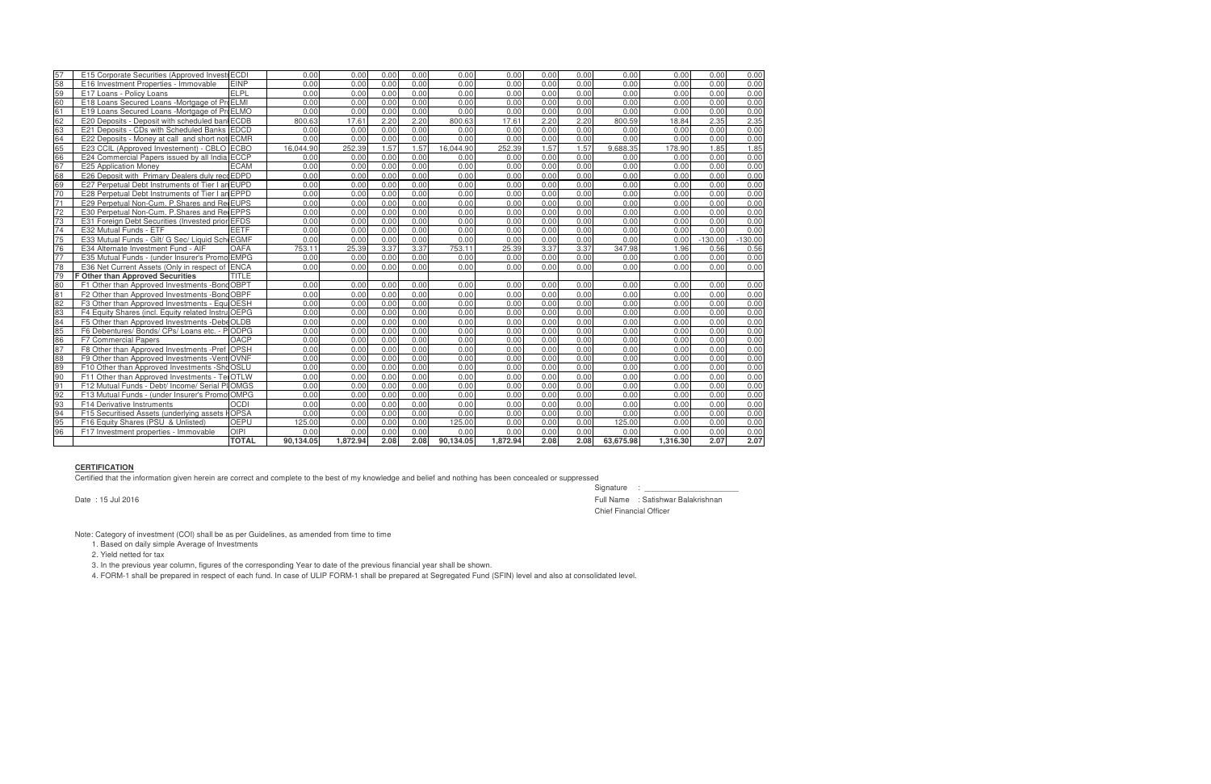| 57 | E15 Corporate Securities (Approved Investi | ECDI | 0.00 | 0.00 | 0.00 | 0.00 | 0.00 | 0.00 | 0.00 | 0.00 | 0.00 | 0.00 | 0.00 | 0.00 |
|---|---|---|---|---|---|---|---|---|---|---|---|---|---|---|
| 58 | E16 Investment Properties - Immovable | EINP | 0.00 | 0.00 | 0.00 | 0.00 | 0.00 | 0.00 | 0.00 | 0.00 | 0.00 | 0.00 | 0.00 | 0.00 |
| 59 | E17 Loans - Policy Loans | ELPL | 0.00 | 0.00 | 0.00 | 0.00 | 0.00 | 0.00 | 0.00 | 0.00 | 0.00 | 0.00 | 0.00 | 0.00 |
| 60 | E18 Loans Secured Loans -Mortgage of Pr | ELMI | 0.00 | 0.00 | 0.00 | 0.00 | 0.00 | 0.00 | 0.00 | 0.00 | 0.00 | 0.00 | 0.00 | 0.00 |
| 61 | E19 Loans Secured Loans -Mortgage of Pr | ELMO | 0.00 | 0.00 | 0.00 | 0.00 | 0.00 | 0.00 | 0.00 | 0.00 | 0.00 | 0.00 | 0.00 | 0.00 |
| 62 | E20 Deposits - Deposit with scheduled ban | ECDB | 800.63 | 17.61 | 2.20 | 2.20 | 800.63 | 17.61 | 2.20 | 2.20 | 800.59 | 18.84 | 2.35 | 2.35 |
| 63 | E21 Deposits - CDs with Scheduled Banks | EDCD | 0.00 | 0.00 | 0.00 | 0.00 | 0.00 | 0.00 | 0.00 | 0.00 | 0.00 | 0.00 | 0.00 | 0.00 |
| 64 | E22 Deposits - Money at call and short not | ECMR | 0.00 | 0.00 | 0.00 | 0.00 | 0.00 | 0.00 | 0.00 | 0.00 | 0.00 | 0.00 | 0.00 | 0.00 |
| 65 | E23 CCIL (Approved Invesetment) - CBLO | ECBO | 16,044.90 | 252.39 | 1.57 | 1.57 | 16,044.90 | 252.39 | 1.57 | 1.57 | 9,688.35 | 178.90 | 1.85 | 1.85 |
| 66 | E24 Commercial Papers issued by all India | ECCP | 0.00 | 0.00 | 0.00 | 0.00 | 0.00 | 0.00 | 0.00 | 0.00 | 0.00 | 0.00 | 0.00 | 0.00 |
| 67 | E25 Application Money | ECAM | 0.00 | 0.00 | 0.00 | 0.00 | 0.00 | 0.00 | 0.00 | 0.00 | 0.00 | 0.00 | 0.00 | 0.00 |
| 68 | E26 Deposit with Primary Dealers duly reco | EDPD | 0.00 | 0.00 | 0.00 | 0.00 | 0.00 | 0.00 | 0.00 | 0.00 | 0.00 | 0.00 | 0.00 | 0.00 |
| 69 | E27 Perpetual Debt Instruments of Tier I an | EUPD | 0.00 | 0.00 | 0.00 | 0.00 | 0.00 | 0.00 | 0.00 | 0.00 | 0.00 | 0.00 | 0.00 | 0.00 |
| 70 | E28 Perpetual Debt Instruments of Tier I an | EPPD | 0.00 | 0.00 | 0.00 | 0.00 | 0.00 | 0.00 | 0.00 | 0.00 | 0.00 | 0.00 | 0.00 | 0.00 |
| 71 | E29 Perpetual Non-Cum. P.Shares and Re | EUPS | 0.00 | 0.00 | 0.00 | 0.00 | 0.00 | 0.00 | 0.00 | 0.00 | 0.00 | 0.00 | 0.00 | 0.00 |
| 72 | E30 Perpetual Non-Cum. P.Shares and Re | EPPS | 0.00 | 0.00 | 0.00 | 0.00 | 0.00 | 0.00 | 0.00 | 0.00 | 0.00 | 0.00 | 0.00 | 0.00 |
| 73 | E31 Foreign Debt Securities (Invested prior | EFDS | 0.00 | 0.00 | 0.00 | 0.00 | 0.00 | 0.00 | 0.00 | 0.00 | 0.00 | 0.00 | 0.00 | 0.00 |
| 74 | E32 Mutual Funds - ETF | EETF | 0.00 | 0.00 | 0.00 | 0.00 | 0.00 | 0.00 | 0.00 | 0.00 | 0.00 | 0.00 | 0.00 | 0.00 |
| 75 | E33 Mutual Funds - Gilt/ G Sec/ Liquid Sch | EGMF | 0.00 | 0.00 | 0.00 | 0.00 | 0.00 | 0.00 | 0.00 | 0.00 | 0.00 | 0.00 | -130.00 | -130.00 |
| 76 | E34 Alternate Investment Fund - AIF | OAFA | 753.11 | 25.39 | 3.37 | 3.37 | 753.11 | 25.39 | 3.37 | 3.37 | 347.98 | 1.96 | 0.56 | 0.56 |
| 77 | E35 Mutual Funds - (under Insurer's Promo | EMPG | 0.00 | 0.00 | 0.00 | 0.00 | 0.00 | 0.00 | 0.00 | 0.00 | 0.00 | 0.00 | 0.00 | 0.00 |
| 78 | E36 Net Current Assets (Only in respect of | ENCA | 0.00 | 0.00 | 0.00 | 0.00 | 0.00 | 0.00 | 0.00 | 0.00 | 0.00 | 0.00 | 0.00 | 0.00 |
| 79 | **F Other than Approved Securities** | TITLE | | | | | | | | | | | | |
| 80 | F1 Other than Approved Investments -Bond | OBPT | 0.00 | 0.00 | 0.00 | 0.00 | 0.00 | 0.00 | 0.00 | 0.00 | 0.00 | 0.00 | 0.00 | 0.00 |
| 81 | F2 Other than Approved Investments -Bond | OBPF | 0.00 | 0.00 | 0.00 | 0.00 | 0.00 | 0.00 | 0.00 | 0.00 | 0.00 | 0.00 | 0.00 | 0.00 |
| 82 | F3 Other than Approved Investments - Equi | OESH | 0.00 | 0.00 | 0.00 | 0.00 | 0.00 | 0.00 | 0.00 | 0.00 | 0.00 | 0.00 | 0.00 | 0.00 |
| 83 | F4 Equity Shares (incl. Equity related Instru | OEPG | 0.00 | 0.00 | 0.00 | 0.00 | 0.00 | 0.00 | 0.00 | 0.00 | 0.00 | 0.00 | 0.00 | 0.00 |
| 84 | F5 Other than Approved Investments -Debe | OLDB | 0.00 | 0.00 | 0.00 | 0.00 | 0.00 | 0.00 | 0.00 | 0.00 | 0.00 | 0.00 | 0.00 | 0.00 |
| 85 | F6 Debentures/ Bonds/ CPs/ Loans etc. - P | ODPG | 0.00 | 0.00 | 0.00 | 0.00 | 0.00 | 0.00 | 0.00 | 0.00 | 0.00 | 0.00 | 0.00 | 0.00 |
| 86 | F7 Commercial Papers | OACP | 0.00 | 0.00 | 0.00 | 0.00 | 0.00 | 0.00 | 0.00 | 0.00 | 0.00 | 0.00 | 0.00 | 0.00 |
| 87 | F8 Other than Approved Investments -Pref | OPSH | 0.00 | 0.00 | 0.00 | 0.00 | 0.00 | 0.00 | 0.00 | 0.00 | 0.00 | 0.00 | 0.00 | 0.00 |
| 88 | F9 Other than Approved Investments -Vent | OVNF | 0.00 | 0.00 | 0.00 | 0.00 | 0.00 | 0.00 | 0.00 | 0.00 | 0.00 | 0.00 | 0.00 | 0.00 |
| 89 | F10 Other than Approved Investments -Sho | OSLU | 0.00 | 0.00 | 0.00 | 0.00 | 0.00 | 0.00 | 0.00 | 0.00 | 0.00 | 0.00 | 0.00 | 0.00 |
| 90 | F11 Other than Approved Investments - Te | OTLW | 0.00 | 0.00 | 0.00 | 0.00 | 0.00 | 0.00 | 0.00 | 0.00 | 0.00 | 0.00 | 0.00 | 0.00 |
| 91 | F12 Mutual Funds - Debt/ Income/ Serial Pl | OMGS | 0.00 | 0.00 | 0.00 | 0.00 | 0.00 | 0.00 | 0.00 | 0.00 | 0.00 | 0.00 | 0.00 | 0.00 |
| 92 | F13 Mutual Funds - (under Insurer's Promo | OMPG | 0.00 | 0.00 | 0.00 | 0.00 | 0.00 | 0.00 | 0.00 | 0.00 | 0.00 | 0.00 | 0.00 | 0.00 |
| 93 | F14 Derivative Instruments | OCDI | 0.00 | 0.00 | 0.00 | 0.00 | 0.00 | 0.00 | 0.00 | 0.00 | 0.00 | 0.00 | 0.00 | 0.00 |
| 94 | F15 Securitised Assets (underlying assets H | OPSA | 0.00 | 0.00 | 0.00 | 0.00 | 0.00 | 0.00 | 0.00 | 0.00 | 0.00 | 0.00 | 0.00 | 0.00 |
| 95 | F16 Equity Shares (PSU & Unlisted) | OEPU | 125.00 | 0.00 | 0.00 | 0.00 | 125.00 | 0.00 | 0.00 | 0.00 | 125.00 | 0.00 | 0.00 | 0.00 |
| 96 | F17 Investment properties - Immovable | OIPI | 0.00 | 0.00 | 0.00 | 0.00 | 0.00 | 0.00 | 0.00 | 0.00 | 0.00 | 0.00 | 0.00 | 0.00 |
| | | **TOTAL** | **90,134.05** | **1,872.94** | **2.08** | **2.08** | **90,134.05** | **1,872.94** | **2.08** | **2.08** | **63,675.98** | **1,316.30** | **2.07** | **2.07** |

**CERTIFICATION**

Certified that the information given herein are correct and complete to the best of my knowledge and belief and nothing has been concealed or suppressed

Signature : ______________________

Date : 15 Jul 2016

Full Name : Satishwar Balakrishnan

Chief Financial Officer

Note: Category of investment (COI) shall be as per Guidelines, as amended from time to time

1. Based on daily simple Average of Investments
2. Yield netted for tax
3. In the previous year column, figures of the corresponding Year to date of the previous financial year shall be shown.
4. FORM-1 shall be prepared in respect of each fund. In case of ULIP FORM-1 shall be prepared at Segregated Fund (SFIN) level and also at consolidated level.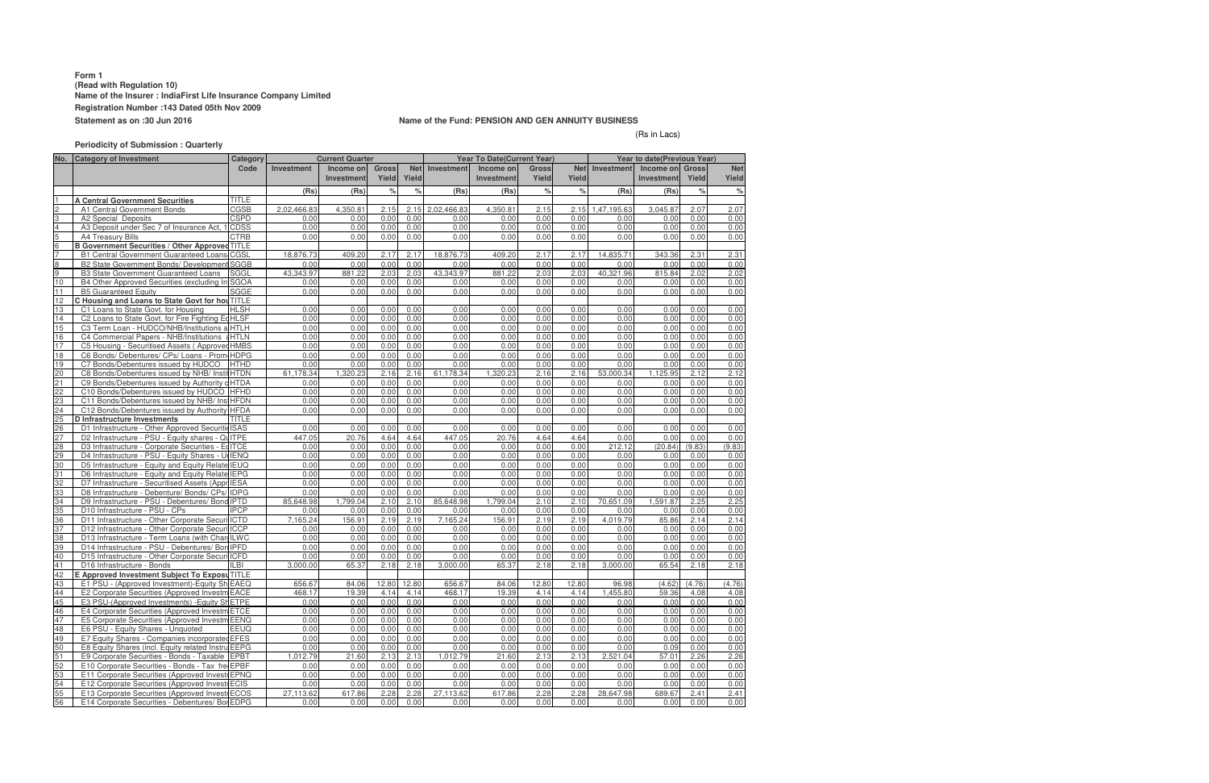**Form 1**
**(Read with Regulation 10)**
**Name of the Insurer : IndiaFirst Life Insurance Company Limited**
**Registration Number :143 Dated 05th Nov 2009**
**Statement as on :30 Jun 2016**

**Name of the Fund: PENSION AND GEN ANNUITY BUSINESS**

(Rs in Lacs)

**Periodicity of Submission : Quarterly**

| No. | Category of Investment | Category Code | Current Quarter | | | | Year To Date(Current Year) | | | | Year to date(Previous Year) | | | |
|---|---|---|---|---|---|---|---|---|---|---|---|---|---|---|
| | | | Investment | Income on Investment | Gross Yield | Net Yield | Investment | Income on Investment | Gross Yield | Net Yield | Investment | Income on Investment | Gross Yield | Net Yield |
| | | | (Rs) | (Rs) | % | % | (Rs) | (Rs) | % | % | (Rs) | (Rs) | % | % |
| 1 | **A Central Government Securities** | TITLE | | | | | | | | | | | | |
| 2 | A1 Central Government Bonds | CGSB | 2,02,466.83 | 4,350.81 | 2.15 | 2.15 | 2,02,466.83 | 4,350.81 | 2.15 | 2.15 | 1,47,195.63 | 3,045.87 | 2.07 | 2.07 |
| 3 | A2 Special Deposits | CSPD | 0.00 | 0.00 | 0.00 | 0.00 | 0.00 | 0.00 | 0.00 | 0.00 | 0.00 | 0.00 | 0.00 | 0.00 |
| 4 | A3 Deposit under Sec 7 of Insurance Act, 1 | CDSS | 0.00 | 0.00 | 0.00 | 0.00 | 0.00 | 0.00 | 0.00 | 0.00 | 0.00 | 0.00 | 0.00 | 0.00 |
| 5 | A4 Treasury Bills | CTRB | 0.00 | 0.00 | 0.00 | 0.00 | 0.00 | 0.00 | 0.00 | 0.00 | 0.00 | 0.00 | 0.00 | 0.00 |
| 6 | **B Government Securities / Other Approved** | TITLE | | | | | | | | | | | | |
| 7 | B1 Central Government Guaranteed Loans | CGSL | 18,876.73 | 409.20 | 2.17 | 2.17 | 18,876.73 | 409.20 | 2.17 | 2.17 | 14,835.71 | 343.36 | 2.31 | 2.31 |
| 8 | B2 State Government Bonds/ Development | SGGB | 0.00 | 0.00 | 0.00 | 0.00 | 0.00 | 0.00 | 0.00 | 0.00 | 0.00 | 0.00 | 0.00 | 0.00 |
| 9 | B3 State Government Guaranteed Loans | SGGL | 43,343.97 | 881.22 | 2.03 | 2.03 | 43,343.97 | 881.22 | 2.03 | 2.03 | 40,321.96 | 815.84 | 2.02 | 2.02 |
| 10 | B4 Other Approved Securities (excluding In | SGOA | 0.00 | 0.00 | 0.00 | 0.00 | 0.00 | 0.00 | 0.00 | 0.00 | 0.00 | 0.00 | 0.00 | 0.00 |
| 11 | B5 Guaranteed Equity | SGGE | 0.00 | 0.00 | 0.00 | 0.00 | 0.00 | 0.00 | 0.00 | 0.00 | 0.00 | 0.00 | 0.00 | 0.00 |
| 12 | **C Housing and Loans to State Govt for hou** | TITLE | | | | | | | | | | | | |
| 13 | C1 Loans to State Govt. for Housing | HLSH | 0.00 | 0.00 | 0.00 | 0.00 | 0.00 | 0.00 | 0.00 | 0.00 | 0.00 | 0.00 | 0.00 | 0.00 |
| 14 | C2 Loans to State Govt. for Fire Fighting Ec | HLSF | 0.00 | 0.00 | 0.00 | 0.00 | 0.00 | 0.00 | 0.00 | 0.00 | 0.00 | 0.00 | 0.00 | 0.00 |
| 15 | C3 Term Loan - HUDCO/NHB/Institutions a | HTLH | 0.00 | 0.00 | 0.00 | 0.00 | 0.00 | 0.00 | 0.00 | 0.00 | 0.00 | 0.00 | 0.00 | 0.00 |
| 16 | C4 Commercial Papers - NHB/Institutions a | HTLN | 0.00 | 0.00 | 0.00 | 0.00 | 0.00 | 0.00 | 0.00 | 0.00 | 0.00 | 0.00 | 0.00 | 0.00 |
| 17 | C5 Housing - Securitised Assets ( Approved | HMBS | 0.00 | 0.00 | 0.00 | 0.00 | 0.00 | 0.00 | 0.00 | 0.00 | 0.00 | 0.00 | 0.00 | 0.00 |
| 18 | C6 Bonds/ Debentures/ CPs/ Loans - Prom | HDPG | 0.00 | 0.00 | 0.00 | 0.00 | 0.00 | 0.00 | 0.00 | 0.00 | 0.00 | 0.00 | 0.00 | 0.00 |
| 19 | C7 Bonds/Debentures issued by HUDCO | HTHD | 0.00 | 0.00 | 0.00 | 0.00 | 0.00 | 0.00 | 0.00 | 0.00 | 0.00 | 0.00 | 0.00 | 0.00 |
| 20 | C8 Bonds/Debentures issued by NHB/ Instit | HTDN | 61,178.34 | 1,320.23 | 2.16 | 2.16 | 61,178.34 | 1,320.23 | 2.16 | 2.16 | 53,000.34 | 1,125.95 | 2.12 | 2.12 |
| 21 | C9 Bonds/Debentures issued by Authority c | HTDA | 0.00 | 0.00 | 0.00 | 0.00 | 0.00 | 0.00 | 0.00 | 0.00 | 0.00 | 0.00 | 0.00 | 0.00 |
| 22 | C10 Bonds/Debentures issued by HUDCO | HFHD | 0.00 | 0.00 | 0.00 | 0.00 | 0.00 | 0.00 | 0.00 | 0.00 | 0.00 | 0.00 | 0.00 | 0.00 |
| 23 | C11 Bonds/Debentures issued by NHB/ Ins | HFDN | 0.00 | 0.00 | 0.00 | 0.00 | 0.00 | 0.00 | 0.00 | 0.00 | 0.00 | 0.00 | 0.00 | 0.00 |
| 24 | C12 Bonds/Debentures issued by Authority | HFDA | 0.00 | 0.00 | 0.00 | 0.00 | 0.00 | 0.00 | 0.00 | 0.00 | 0.00 | 0.00 | 0.00 | 0.00 |
| 25 | **D Infrastructure Investments** | TITLE | | | | | | | | | | | | |
| 26 | D1 Infrastructure - Other Approved Securitie | ISAS | 0.00 | 0.00 | 0.00 | 0.00 | 0.00 | 0.00 | 0.00 | 0.00 | 0.00 | 0.00 | 0.00 | 0.00 |
| 27 | D2 Infrastructure - PSU - Equity shares - Qu | ITPE | 447.05 | 20.76 | 4.64 | 4.64 | 447.05 | 20.76 | 4.64 | 4.64 | 0.00 | 0.00 | 0.00 | 0.00 |
| 28 | D3 Infrastructure - Corporate Securities - Eq | ITCE | 0.00 | 0.00 | 0.00 | 0.00 | 0.00 | 0.00 | 0.00 | 0.00 | 212.12 | (20.84) | (9.83) | (9.83) |
| 29 | D4 Infrastructure - PSU - Equity Shares - U | IENQ | 0.00 | 0.00 | 0.00 | 0.00 | 0.00 | 0.00 | 0.00 | 0.00 | 0.00 | 0.00 | 0.00 | 0.00 |
| 30 | D5 Infrastructure - Equity and Equity Relate | IEUQ | 0.00 | 0.00 | 0.00 | 0.00 | 0.00 | 0.00 | 0.00 | 0.00 | 0.00 | 0.00 | 0.00 | 0.00 |
| 31 | D6 Infrastructure - Equity and Equity Relate | IEPG | 0.00 | 0.00 | 0.00 | 0.00 | 0.00 | 0.00 | 0.00 | 0.00 | 0.00 | 0.00 | 0.00 | 0.00 |
| 32 | D7 Infrastructure - Securitised Assets (Appr | IESA | 0.00 | 0.00 | 0.00 | 0.00 | 0.00 | 0.00 | 0.00 | 0.00 | 0.00 | 0.00 | 0.00 | 0.00 |
| 33 | D8 Infrastructure - Debenture/ Bonds/ CPs/ | IDPG | 0.00 | 0.00 | 0.00 | 0.00 | 0.00 | 0.00 | 0.00 | 0.00 | 0.00 | 0.00 | 0.00 | 0.00 |
| 34 | D9 Infrastructure - PSU - Debentures/ Bond | IPTD | 85,648.98 | 1,799.04 | 2.10 | 2.10 | 85,648.98 | 1,799.04 | 2.10 | 2.10 | 70,651.09 | 1,591.87 | 2.25 | 2.25 |
| 35 | D10 Infrastructure - PSU - CPs | IPCP | 0.00 | 0.00 | 0.00 | 0.00 | 0.00 | 0.00 | 0.00 | 0.00 | 0.00 | 0.00 | 0.00 | 0.00 |
| 36 | D11 Infrastructure - Other Corporate Securi | ICTD | 7,165.24 | 156.91 | 2.19 | 2.19 | 7,165.24 | 156.91 | 2.19 | 2.19 | 4,019.79 | 85.86 | 2.14 | 2.14 |
| 37 | D12 Infrastructure - Other Corporate Securi | ICCP | 0.00 | 0.00 | 0.00 | 0.00 | 0.00 | 0.00 | 0.00 | 0.00 | 0.00 | 0.00 | 0.00 | 0.00 |
| 38 | D13 Infrastructure - Term Loans (with Char | ILWC | 0.00 | 0.00 | 0.00 | 0.00 | 0.00 | 0.00 | 0.00 | 0.00 | 0.00 | 0.00 | 0.00 | 0.00 |
| 39 | D14 Infrastructure - PSU - Debentures/ Bon | IPFD | 0.00 | 0.00 | 0.00 | 0.00 | 0.00 | 0.00 | 0.00 | 0.00 | 0.00 | 0.00 | 0.00 | 0.00 |
| 40 | D15 Infrastructure - Other Corporate Securi | ICFD | 0.00 | 0.00 | 0.00 | 0.00 | 0.00 | 0.00 | 0.00 | 0.00 | 0.00 | 0.00 | 0.00 | 0.00 |
| 41 | D16 Infrastructure - Bonds | ILBI | 3,000.00 | 65.37 | 2.18 | 2.18 | 3,000.00 | 65.37 | 2.18 | 2.18 | 3,000.00 | 65.54 | 2.18 | 2.18 |
| 42 | **E Approved Investment Subject To Exposu** | TITLE | | | | | | | | | | | | |
| 43 | E1 PSU - (Approved Investment)-Equity Sh | EAEQ | 656.67 | 84.06 | 12.80 | 12.80 | 656.67 | 84.06 | 12.80 | 12.80 | 96.98 | (4.62) | (4.76) | (4.76) |
| 44 | E2 Corporate Securities (Approved Investm | EACE | 468.17 | 19.39 | 4.14 | 4.14 | 468.17 | 19.39 | 4.14 | 4.14 | 1,455.80 | 59.36 | 4.08 | 4.08 |
| 45 | E3 PSU-(Approved Investments) -Equity Sh | ETPE | 0.00 | 0.00 | 0.00 | 0.00 | 0.00 | 0.00 | 0.00 | 0.00 | 0.00 | 0.00 | 0.00 | 0.00 |
| 46 | E4 Corporate Securities (Approved Investm | ETCE | 0.00 | 0.00 | 0.00 | 0.00 | 0.00 | 0.00 | 0.00 | 0.00 | 0.00 | 0.00 | 0.00 | 0.00 |
| 47 | E5 Corporate Securities (Approved Investm | EENQ | 0.00 | 0.00 | 0.00 | 0.00 | 0.00 | 0.00 | 0.00 | 0.00 | 0.00 | 0.00 | 0.00 | 0.00 |
| 48 | E6 PSU - Equity Shares - Unquoted | EEUQ | 0.00 | 0.00 | 0.00 | 0.00 | 0.00 | 0.00 | 0.00 | 0.00 | 0.00 | 0.00 | 0.00 | 0.00 |
| 49 | E7 Equity Shares - Companies incorporated | EFES | 0.00 | 0.00 | 0.00 | 0.00 | 0.00 | 0.00 | 0.00 | 0.00 | 0.00 | 0.00 | 0.00 | 0.00 |
| 50 | E8 Equity Shares (incl. Equity related Instru | EEPG | 0.00 | 0.00 | 0.00 | 0.00 | 0.00 | 0.00 | 0.00 | 0.00 | 0.00 | 0.09 | 0.00 | 0.00 |
| 51 | E9 Corporate Securities - Bonds - Taxable | EPBT | 1,012.79 | 21.60 | 2.13 | 2.13 | 1,012.79 | 21.60 | 2.13 | 2.13 | 2,521.04 | 57.01 | 2.26 | 2.26 |
| 52 | E10 Corporate Securities - Bonds - Tax fre | EPBF | 0.00 | 0.00 | 0.00 | 0.00 | 0.00 | 0.00 | 0.00 | 0.00 | 0.00 | 0.00 | 0.00 | 0.00 |
| 53 | E11 Corporate Securities (Approved Investi | EPNQ | 0.00 | 0.00 | 0.00 | 0.00 | 0.00 | 0.00 | 0.00 | 0.00 | 0.00 | 0.00 | 0.00 | 0.00 |
| 54 | E12 Corporate Securities (Approved Investi | ECIS | 0.00 | 0.00 | 0.00 | 0.00 | 0.00 | 0.00 | 0.00 | 0.00 | 0.00 | 0.00 | 0.00 | 0.00 |
| 55 | E13 Corporate Securities (Approved Investi | ECOS | 27,113.62 | 617.86 | 2.28 | 2.28 | 27,113.62 | 617.86 | 2.28 | 2.28 | 28,647.98 | 689.67 | 2.41 | 2.41 |
| 56 | E14 Corporate Securities - Debentures/ Bon | EDPG | 0.00 | 0.00 | 0.00 | 0.00 | 0.00 | 0.00 | 0.00 | 0.00 | 0.00 | 0.00 | 0.00 | 0.00 |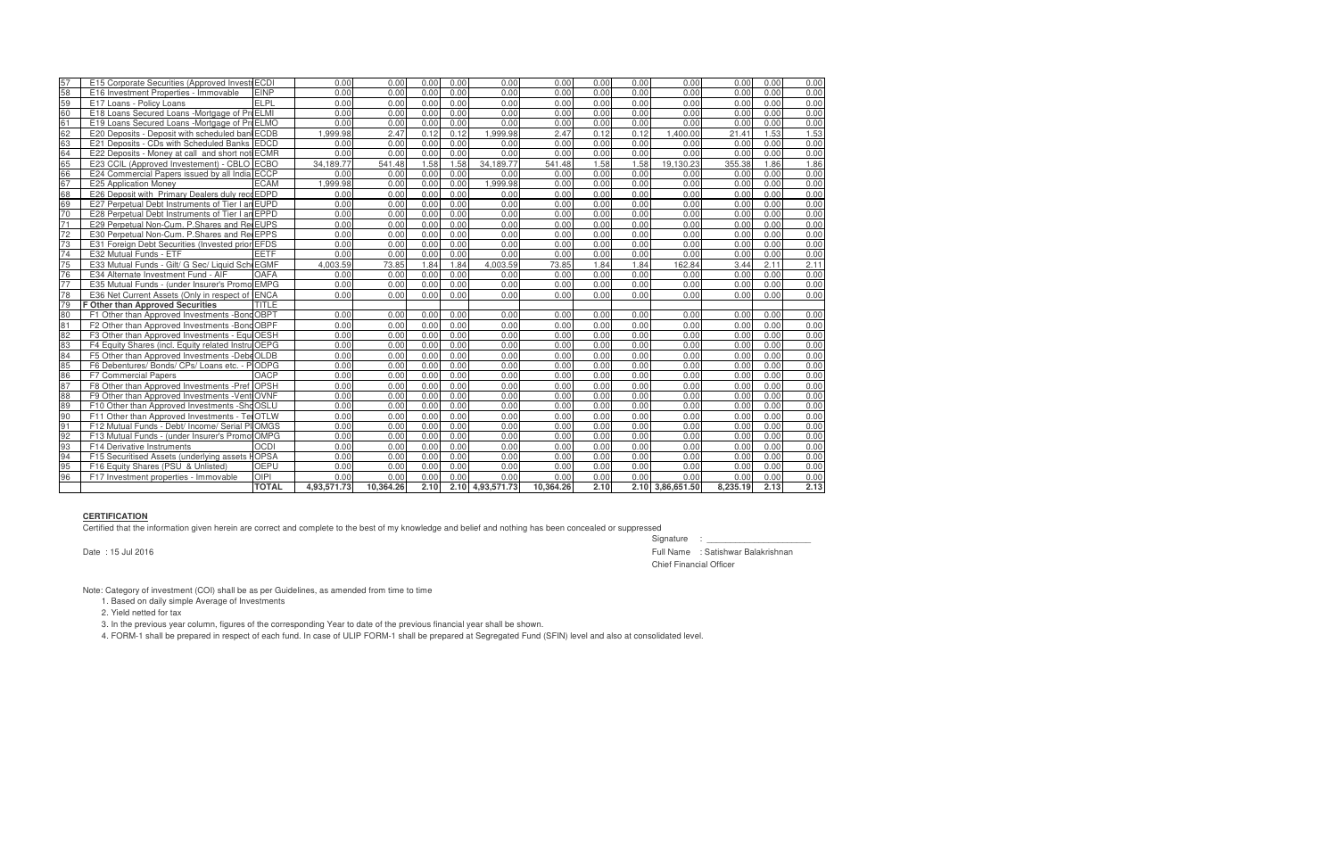| 57 | E15 Corporate Securities (Approved Investı | ECDI | 0.00 | 0.00 | 0.00 | 0.00 | 0.00 | 0.00 | 0.00 | 0.00 | 0.00 | 0.00 | 0.00 | 0.00 |
|---|---|---|---|---|---|---|---|---|---|---|---|---|---|---|
| 58 | E16 Investment Properties - Immovable | EINP | 0.00 | 0.00 | 0.00 | 0.00 | 0.00 | 0.00 | 0.00 | 0.00 | 0.00 | 0.00 | 0.00 | 0.00 |
| 59 | E17 Loans - Policy Loans | ELPL | 0.00 | 0.00 | 0.00 | 0.00 | 0.00 | 0.00 | 0.00 | 0.00 | 0.00 | 0.00 | 0.00 | 0.00 |
| 60 | E18 Loans Secured Loans -Mortgage of Pr | ELMI | 0.00 | 0.00 | 0.00 | 0.00 | 0.00 | 0.00 | 0.00 | 0.00 | 0.00 | 0.00 | 0.00 | 0.00 |
| 61 | E19 Loans Secured Loans -Mortgage of Pr | ELMO | 0.00 | 0.00 | 0.00 | 0.00 | 0.00 | 0.00 | 0.00 | 0.00 | 0.00 | 0.00 | 0.00 | 0.00 |
| 62 | E20 Deposits - Deposit with scheduled ban | ECDB | 1,999.98 | 2.47 | 0.12 | 0.12 | 1,999.98 | 2.47 | 0.12 | 0.12 | 1,400.00 | 21.41 | 1.53 | 1.53 |
| 63 | E21 Deposits - CDs with Scheduled Banks | EDCD | 0.00 | 0.00 | 0.00 | 0.00 | 0.00 | 0.00 | 0.00 | 0.00 | 0.00 | 0.00 | 0.00 | 0.00 |
| 64 | E22 Deposits - Money at call and short not | ECMR | 0.00 | 0.00 | 0.00 | 0.00 | 0.00 | 0.00 | 0.00 | 0.00 | 0.00 | 0.00 | 0.00 | 0.00 |
| 65 | E23 CCIL (Approved Investement) - CBLO | ECBO | 34,189.77 | 541.48 | 1.58 | 1.58 | 34,189.77 | 541.48 | 1.58 | 1.58 | 19,130.23 | 355.38 | 1.86 | 1.86 |
| 66 | E24 Commercial Papers issued by all India | ECCP | 0.00 | 0.00 | 0.00 | 0.00 | 0.00 | 0.00 | 0.00 | 0.00 | 0.00 | 0.00 | 0.00 | 0.00 |
| 67 | E25 Application Money | ECAM | 1,999.98 | 0.00 | 0.00 | 0.00 | 1,999.98 | 0.00 | 0.00 | 0.00 | 0.00 | 0.00 | 0.00 | 0.00 |
| 68 | E26 Deposit with Primary Dealers duly reco | EDPD | 0.00 | 0.00 | 0.00 | 0.00 | 0.00 | 0.00 | 0.00 | 0.00 | 0.00 | 0.00 | 0.00 | 0.00 |
| 69 | E27 Perpetual Debt Instruments of Tier I an | EUPD | 0.00 | 0.00 | 0.00 | 0.00 | 0.00 | 0.00 | 0.00 | 0.00 | 0.00 | 0.00 | 0.00 | 0.00 |
| 70 | E28 Perpetual Debt Instruments of Tier I an | EPPD | 0.00 | 0.00 | 0.00 | 0.00 | 0.00 | 0.00 | 0.00 | 0.00 | 0.00 | 0.00 | 0.00 | 0.00 |
| 71 | E29 Perpetual Non-Cum. P.Shares and Re | EUPS | 0.00 | 0.00 | 0.00 | 0.00 | 0.00 | 0.00 | 0.00 | 0.00 | 0.00 | 0.00 | 0.00 | 0.00 |
| 72 | E30 Perpetual Non-Cum. P.Shares and Re | EPPS | 0.00 | 0.00 | 0.00 | 0.00 | 0.00 | 0.00 | 0.00 | 0.00 | 0.00 | 0.00 | 0.00 | 0.00 |
| 73 | E31 Foreign Debt Securities (Invested prior | EFDS | 0.00 | 0.00 | 0.00 | 0.00 | 0.00 | 0.00 | 0.00 | 0.00 | 0.00 | 0.00 | 0.00 | 0.00 |
| 74 | E32 Mutual Funds - ETF | EETF | 0.00 | 0.00 | 0.00 | 0.00 | 0.00 | 0.00 | 0.00 | 0.00 | 0.00 | 0.00 | 0.00 | 0.00 |
| 75 | E33 Mutual Funds - Gilt/ G Sec/ Liquid Sch | EGMF | 4,003.59 | 73.85 | 1.84 | 1.84 | 4,003.59 | 73.85 | 1.84 | 1.84 | 162.84 | 3.44 | 2.11 | 2.11 |
| 76 | E34 Alternate Investment Fund - AIF | OAFA | 0.00 | 0.00 | 0.00 | 0.00 | 0.00 | 0.00 | 0.00 | 0.00 | 0.00 | 0.00 | 0.00 | 0.00 |
| 77 | E35 Mutual Funds - (under Insurer's Promo | EMPG | 0.00 | 0.00 | 0.00 | 0.00 | 0.00 | 0.00 | 0.00 | 0.00 | 0.00 | 0.00 | 0.00 | 0.00 |
| 78 | E36 Net Current Assets (Only in respect of | ENCA | 0.00 | 0.00 | 0.00 | 0.00 | 0.00 | 0.00 | 0.00 | 0.00 | 0.00 | 0.00 | 0.00 | 0.00 |
| 79 | **F Other than Approved Securities** | TITLE | | | | | | | | | | | | |
| 80 | F1 Other than Approved Investments -Bond | OBPT | 0.00 | 0.00 | 0.00 | 0.00 | 0.00 | 0.00 | 0.00 | 0.00 | 0.00 | 0.00 | 0.00 | 0.00 |
| 81 | F2 Other than Approved Investments -Bond | OBPF | 0.00 | 0.00 | 0.00 | 0.00 | 0.00 | 0.00 | 0.00 | 0.00 | 0.00 | 0.00 | 0.00 | 0.00 |
| 82 | F3 Other than Approved Investments - Equ | OESH | 0.00 | 0.00 | 0.00 | 0.00 | 0.00 | 0.00 | 0.00 | 0.00 | 0.00 | 0.00 | 0.00 | 0.00 |
| 83 | F4 Equity Shares (incl. Equity related Instru | OEPG | 0.00 | 0.00 | 0.00 | 0.00 | 0.00 | 0.00 | 0.00 | 0.00 | 0.00 | 0.00 | 0.00 | 0.00 |
| 84 | F5 Other than Approved Investments -Debe | OLDB | 0.00 | 0.00 | 0.00 | 0.00 | 0.00 | 0.00 | 0.00 | 0.00 | 0.00 | 0.00 | 0.00 | 0.00 |
| 85 | F6 Debentures/ Bonds/ CPs/ Loans etc. - P | ODPG | 0.00 | 0.00 | 0.00 | 0.00 | 0.00 | 0.00 | 0.00 | 0.00 | 0.00 | 0.00 | 0.00 | 0.00 |
| 86 | F7 Commercial Papers | OACP | 0.00 | 0.00 | 0.00 | 0.00 | 0.00 | 0.00 | 0.00 | 0.00 | 0.00 | 0.00 | 0.00 | 0.00 |
| 87 | F8 Other than Approved Investments -Pref | OPSH | 0.00 | 0.00 | 0.00 | 0.00 | 0.00 | 0.00 | 0.00 | 0.00 | 0.00 | 0.00 | 0.00 | 0.00 |
| 88 | F9 Other than Approved Investments -Vent | OVNF | 0.00 | 0.00 | 0.00 | 0.00 | 0.00 | 0.00 | 0.00 | 0.00 | 0.00 | 0.00 | 0.00 | 0.00 |
| 89 | F10 Other than Approved Investments -Sho | OSLU | 0.00 | 0.00 | 0.00 | 0.00 | 0.00 | 0.00 | 0.00 | 0.00 | 0.00 | 0.00 | 0.00 | 0.00 |
| 90 | F11 Other than Approved Investments - Te | OTLW | 0.00 | 0.00 | 0.00 | 0.00 | 0.00 | 0.00 | 0.00 | 0.00 | 0.00 | 0.00 | 0.00 | 0.00 |
| 91 | F12 Mutual Funds - Debt/ Income/ Serial P | OMGS | 0.00 | 0.00 | 0.00 | 0.00 | 0.00 | 0.00 | 0.00 | 0.00 | 0.00 | 0.00 | 0.00 | 0.00 |
| 92 | F13 Mutual Funds - (under Insurer's Promo | OMPG | 0.00 | 0.00 | 0.00 | 0.00 | 0.00 | 0.00 | 0.00 | 0.00 | 0.00 | 0.00 | 0.00 | 0.00 |
| 93 | F14 Derivative Instruments | OCDI | 0.00 | 0.00 | 0.00 | 0.00 | 0.00 | 0.00 | 0.00 | 0.00 | 0.00 | 0.00 | 0.00 | 0.00 |
| 94 | F15 Securitised Assets (underlying assets | OPSA | 0.00 | 0.00 | 0.00 | 0.00 | 0.00 | 0.00 | 0.00 | 0.00 | 0.00 | 0.00 | 0.00 | 0.00 |
| 95 | F16 Equity Shares (PSU & Unlisted) | OEPU | 0.00 | 0.00 | 0.00 | 0.00 | 0.00 | 0.00 | 0.00 | 0.00 | 0.00 | 0.00 | 0.00 | 0.00 |
| 96 | F17 Investment properties - Immovable | OIPI | 0.00 | 0.00 | 0.00 | 0.00 | 0.00 | 0.00 | 0.00 | 0.00 | 0.00 | 0.00 | 0.00 | 0.00 |
| | | **TOTAL** | **4,93,571.73** | **10,364.26** | **2.10** | **2.10** | **4,93,571.73** | **10,364.26** | **2.10** | **2.10** | **3,86,651.50** | **8,235.19** | **2.13** | **2.13** |

**CERTIFICATION**

Certified that the information given herein are correct and complete to the best of my knowledge and belief and nothing has been concealed or suppressed

Signature : ____________________

Date : 15 Jul 2016

Full Name : Satishwar Balakrishnan

Chief Financial Officer

Note: Category of investment (COI) shall be as per Guidelines, as amended from time to time

1. Based on daily simple Average of Investments
2. Yield netted for tax
3. In the previous year column, figures of the corresponding Year to date of the previous financial year shall be shown.
4. FORM-1 shall be prepared in respect of each fund. In case of ULIP FORM-1 shall be prepared at Segregated Fund (SFIN) level and also at consolidated level.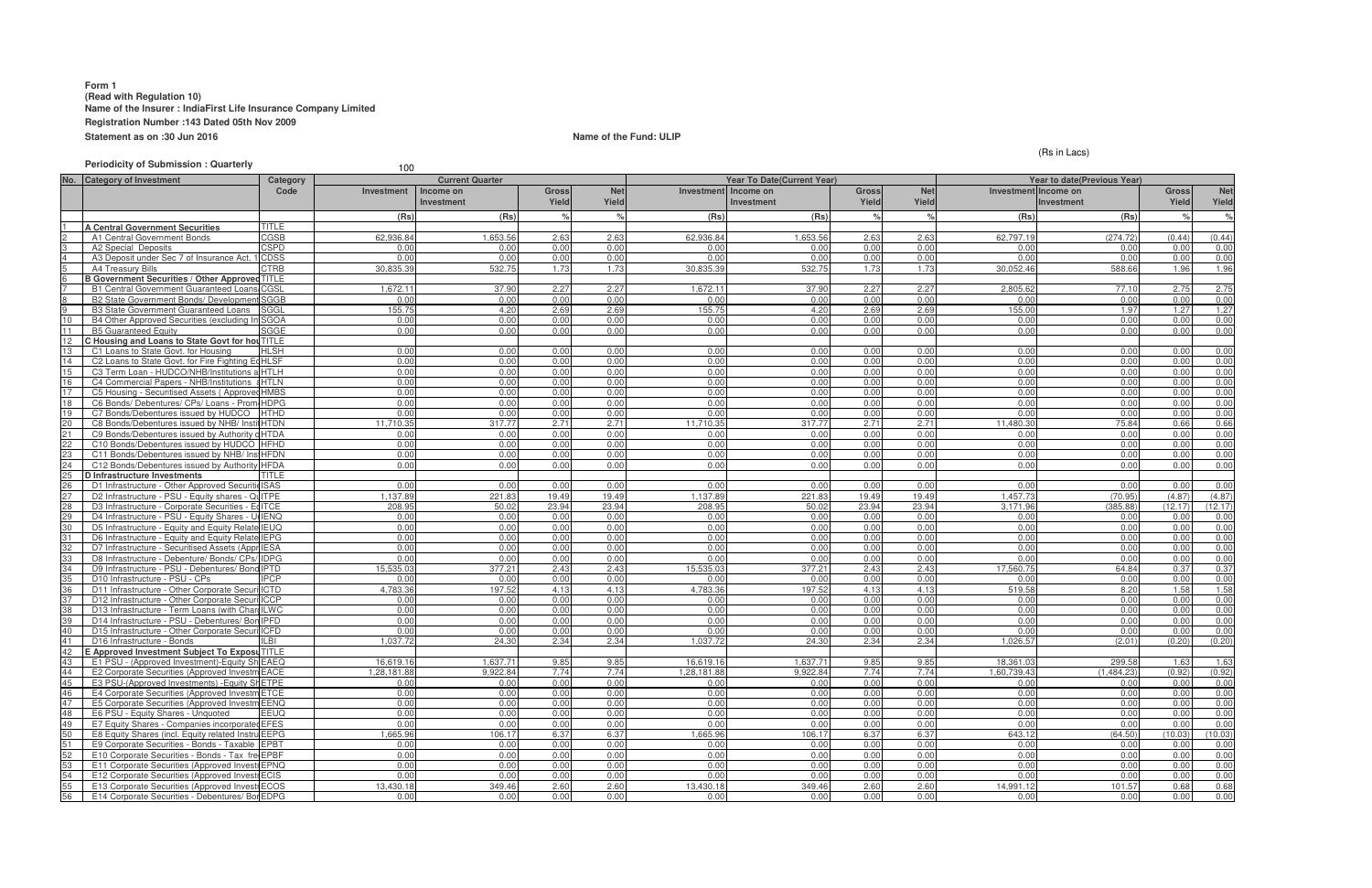**Form 1**
**(Read with Regulation 10)**
**Name of the Insurer : IndiaFirst Life Insurance Company Limited**
**Registration Number :143 Dated 05th Nov 2009**
**Statement as on :30 Jun 2016**

**Name of the Fund: ULIP**

(Rs in Lacs)

**Periodicity of Submission : Quarterly**

100

| No. | Category of Investment | Category Code | Current Quarter | | | | Year To Date(Current Year) | | | | Year to date(Previous Year) | | | |
|---|---|---|---|---|---|---|---|---|---|---|---|---|---|---|
| | | | Investment | Income on Investment | Gross Yield | Net Yield | Investment | Income on Investment | Gross Yield | Net Yield | Investment | Income on Investment | Gross Yield | Net Yield |
| | | | (Rs) | (Rs) | % | % | (Rs) | (Rs) | % | % | (Rs) | (Rs) | % | % |
| 1 | **A Central Government Securities** | TITLE | | | | | | | | | | | | |
| 2 | A1 Central Government Bonds | CGSB | 62,936.84 | 1,653.56 | 2.63 | 2.63 | 62,936.84 | 1,653.56 | 2.63 | 2.63 | 62,797.19 | (274.72) | (0.44) | (0.44) |
| 3 | A2 Special Deposits | CSPD | 0.00 | 0.00 | 0.00 | 0.00 | 0.00 | 0.00 | 0.00 | 0.00 | 0.00 | 0.00 | 0.00 | 0.00 |
| 4 | A3 Deposit under Sec 7 of Insurance Act, 1 | CDSS | 0.00 | 0.00 | 0.00 | 0.00 | 0.00 | 0.00 | 0.00 | 0.00 | 0.00 | 0.00 | 0.00 | 0.00 |
| 5 | A4 Treasury Bills | CTRB | 30,835.39 | 532.75 | 1.73 | 1.73 | 30,835.39 | 532.75 | 1.73 | 1.73 | 30,052.46 | 588.66 | 1.96 | 1.96 |
| 6 | **B Government Securities / Other Approved** | TITLE | | | | | | | | | | | | |
| 7 | B1 Central Government Guaranteed Loans | CGSL | 1,672.11 | 37.90 | 2.27 | 2.27 | 1,672.11 | 37.90 | 2.27 | 2.27 | 2,805.62 | 77.10 | 2.75 | 2.75 |
| 8 | B2 State Government Bonds/ Development | SGGB | 0.00 | 0.00 | 0.00 | 0.00 | 0.00 | 0.00 | 0.00 | 0.00 | 0.00 | 0.00 | 0.00 | 0.00 |
| 9 | B3 State Government Guaranteed Loans | SGGL | 155.75 | 4.20 | 2.69 | 2.69 | 155.75 | 4.20 | 2.69 | 2.69 | 155.00 | 1.97 | 1.27 | 1.27 |
| 10 | B4 Other Approved Securities (excluding In | SGOA | 0.00 | 0.00 | 0.00 | 0.00 | 0.00 | 0.00 | 0.00 | 0.00 | 0.00 | 0.00 | 0.00 | 0.00 |
| 11 | B5 Guaranteed Equity | SGGE | 0.00 | 0.00 | 0.00 | 0.00 | 0.00 | 0.00 | 0.00 | 0.00 | 0.00 | 0.00 | 0.00 | 0.00 |
| 12 | **C Housing and Loans to State Govt for hou** | TITLE | | | | | | | | | | | | |
| 13 | C1 Loans to State Govt. for Housing | HLSH | 0.00 | 0.00 | 0.00 | 0.00 | 0.00 | 0.00 | 0.00 | 0.00 | 0.00 | 0.00 | 0.00 | 0.00 |
| 14 | C2 Loans to State Govt. for Fire Fighting Eq | HLSF | 0.00 | 0.00 | 0.00 | 0.00 | 0.00 | 0.00 | 0.00 | 0.00 | 0.00 | 0.00 | 0.00 | 0.00 |
| 15 | C3 Term Loan - HUDCO/NHB/Institutions a | HTLH | 0.00 | 0.00 | 0.00 | 0.00 | 0.00 | 0.00 | 0.00 | 0.00 | 0.00 | 0.00 | 0.00 | 0.00 |
| 16 | C4 Commercial Papers - NHB/Institutions a | HTLN | 0.00 | 0.00 | 0.00 | 0.00 | 0.00 | 0.00 | 0.00 | 0.00 | 0.00 | 0.00 | 0.00 | 0.00 |
| 17 | C5 Housing - Securitised Assets ( Approved | HMBS | 0.00 | 0.00 | 0.00 | 0.00 | 0.00 | 0.00 | 0.00 | 0.00 | 0.00 | 0.00 | 0.00 | 0.00 |
| 18 | C6 Bonds/ Debentures/ CPs/ Loans - Prom | HDPG | 0.00 | 0.00 | 0.00 | 0.00 | 0.00 | 0.00 | 0.00 | 0.00 | 0.00 | 0.00 | 0.00 | 0.00 |
| 19 | C7 Bonds/Debentures issued by HUDCO | HTHD | 0.00 | 0.00 | 0.00 | 0.00 | 0.00 | 0.00 | 0.00 | 0.00 | 0.00 | 0.00 | 0.00 | 0.00 |
| 20 | C8 Bonds/Debentures issued by NHB/ Insti | HTDN | 11,710.35 | 317.77 | 2.71 | 2.71 | 11,710.35 | 317.77 | 2.71 | 2.71 | 11,480.30 | 75.84 | 0.66 | 0.66 |
| 21 | C9 Bonds/Debentures issued by Authority c | HTDA | 0.00 | 0.00 | 0.00 | 0.00 | 0.00 | 0.00 | 0.00 | 0.00 | 0.00 | 0.00 | 0.00 | 0.00 |
| 22 | C10 Bonds/Debentures issued by HUDCO | HFHD | 0.00 | 0.00 | 0.00 | 0.00 | 0.00 | 0.00 | 0.00 | 0.00 | 0.00 | 0.00 | 0.00 | 0.00 |
| 23 | C11 Bonds/Debentures issued by NHB/ Ins | HFDN | 0.00 | 0.00 | 0.00 | 0.00 | 0.00 | 0.00 | 0.00 | 0.00 | 0.00 | 0.00 | 0.00 | 0.00 |
| 24 | C12 Bonds/Debentures issued by Authority | HFDA | 0.00 | 0.00 | 0.00 | 0.00 | 0.00 | 0.00 | 0.00 | 0.00 | 0.00 | 0.00 | 0.00 | 0.00 |
| 25 | **D Infrastructure Investments** | TITLE | | | | | | | | | | | | |
| 26 | D1 Infrastructure - Other Approved Securitie | ISAS | 0.00 | 0.00 | 0.00 | 0.00 | 0.00 | 0.00 | 0.00 | 0.00 | 0.00 | 0.00 | 0.00 | 0.00 |
| 27 | D2 Infrastructure - PSU - Equity shares - Qu | ITPE | 1,137.89 | 221.83 | 19.49 | 19.49 | 1,137.89 | 221.83 | 19.49 | 19.49 | 1,457.73 | (70.95) | (4.87) | (4.87) |
| 28 | D3 Infrastructure - Corporate Securities - Eq | ITCE | 208.95 | 50.02 | 23.94 | 23.94 | 208.95 | 50.02 | 23.94 | 23.94 | 3,171.96 | (385.88) | (12.17) | (12.17) |
| 29 | D4 Infrastructure - PSU - Equity Shares - U | IENQ | 0.00 | 0.00 | 0.00 | 0.00 | 0.00 | 0.00 | 0.00 | 0.00 | 0.00 | 0.00 | 0.00 | 0.00 |
| 30 | D5 Infrastructure - Equity and Equity Relate | IEUQ | 0.00 | 0.00 | 0.00 | 0.00 | 0.00 | 0.00 | 0.00 | 0.00 | 0.00 | 0.00 | 0.00 | 0.00 |
| 31 | D6 Infrastructure - Equity and Equity Relate | IEPG | 0.00 | 0.00 | 0.00 | 0.00 | 0.00 | 0.00 | 0.00 | 0.00 | 0.00 | 0.00 | 0.00 | 0.00 |
| 32 | D7 Infrastructure - Securitised Assets (Appr | IESA | 0.00 | 0.00 | 0.00 | 0.00 | 0.00 | 0.00 | 0.00 | 0.00 | 0.00 | 0.00 | 0.00 | 0.00 |
| 33 | D8 Infrastructure - Debenture/ Bonds/ CPs/ | IDPG | 0.00 | 0.00 | 0.00 | 0.00 | 0.00 | 0.00 | 0.00 | 0.00 | 0.00 | 0.00 | 0.00 | 0.00 |
| 34 | D9 Infrastructure - PSU - Debentures/ Bond | IPTD | 15,535.03 | 377.21 | 2.43 | 2.43 | 15,535.03 | 377.21 | 2.43 | 2.43 | 17,560.75 | 64.84 | 0.37 | 0.37 |
| 35 | D10 Infrastructure - PSU - CPs | IPCP | 0.00 | 0.00 | 0.00 | 0.00 | 0.00 | 0.00 | 0.00 | 0.00 | 0.00 | 0.00 | 0.00 | 0.00 |
| 36 | D11 Infrastructure - Other Corporate Securi | ICTD | 4,783.36 | 197.52 | 4.13 | 4.13 | 4,783.36 | 197.52 | 4.13 | 4.13 | 519.58 | 8.20 | 1.58 | 1.58 |
| 37 | D12 Infrastructure - Other Corporate Securi | ICCP | 0.00 | 0.00 | 0.00 | 0.00 | 0.00 | 0.00 | 0.00 | 0.00 | 0.00 | 0.00 | 0.00 | 0.00 |
| 38 | D13 Infrastructure - Term Loans (with Char | ILWC | 0.00 | 0.00 | 0.00 | 0.00 | 0.00 | 0.00 | 0.00 | 0.00 | 0.00 | 0.00 | 0.00 | 0.00 |
| 39 | D14 Infrastructure - PSU - Debentures/ Bon | IPFD | 0.00 | 0.00 | 0.00 | 0.00 | 0.00 | 0.00 | 0.00 | 0.00 | 0.00 | 0.00 | 0.00 | 0.00 |
| 40 | D15 Infrastructure - Other Corporate Securi | ICFD | 0.00 | 0.00 | 0.00 | 0.00 | 0.00 | 0.00 | 0.00 | 0.00 | 0.00 | 0.00 | 0.00 | 0.00 |
| 41 | D16 Infrastructure - Bonds | ILBI | 1,037.72 | 24.30 | 2.34 | 2.34 | 1,037.72 | 24.30 | 2.34 | 2.34 | 1,026.57 | (2.01) | (0.20) | (0.20) |
| 42 | **E Approved Investment Subject To Exposu** | TITLE | | | | | | | | | | | | |
| 43 | E1 PSU - (Approved Investment)-Equity Sh | EAEQ | 16,619.16 | 1,637.71 | 9.85 | 9.85 | 16,619.16 | 1,637.71 | 9.85 | 9.85 | 18,361.03 | 299.58 | 1.63 | 1.63 |
| 44 | E2 Corporate Securities (Approved Investm | EACE | 1,28,181.88 | 9,922.84 | 7.74 | 7.74 | 1,28,181.88 | 9,922.84 | 7.74 | 7.74 | 1,60,739.43 | (1,484.23) | (0.92) | (0.92) |
| 45 | E3 PSU-(Approved Investments) -Equity Sh | ETPE | 0.00 | 0.00 | 0.00 | 0.00 | 0.00 | 0.00 | 0.00 | 0.00 | 0.00 | 0.00 | 0.00 | 0.00 |
| 46 | E4 Corporate Securities (Approved Investm | ETCE | 0.00 | 0.00 | 0.00 | 0.00 | 0.00 | 0.00 | 0.00 | 0.00 | 0.00 | 0.00 | 0.00 | 0.00 |
| 47 | E5 Corporate Securities (Approved Investm | EENQ | 0.00 | 0.00 | 0.00 | 0.00 | 0.00 | 0.00 | 0.00 | 0.00 | 0.00 | 0.00 | 0.00 | 0.00 |
| 48 | E6 PSU - Equity Shares - Unquoted | EEUQ | 0.00 | 0.00 | 0.00 | 0.00 | 0.00 | 0.00 | 0.00 | 0.00 | 0.00 | 0.00 | 0.00 | 0.00 |
| 49 | E7 Equity Shares - Companies incorporated | EFES | 0.00 | 0.00 | 0.00 | 0.00 | 0.00 | 0.00 | 0.00 | 0.00 | 0.00 | 0.00 | 0.00 | 0.00 |
| 50 | E8 Equity Shares (incl. Equity related Instru | EEPG | 1,665.96 | 106.17 | 6.37 | 6.37 | 1,665.96 | 106.17 | 6.37 | 6.37 | 643.12 | (64.50) | (10.03) | (10.03) |
| 51 | E9 Corporate Securities - Bonds - Taxable | EPBT | 0.00 | 0.00 | 0.00 | 0.00 | 0.00 | 0.00 | 0.00 | 0.00 | 0.00 | 0.00 | 0.00 | 0.00 |
| 52 | E10 Corporate Securities - Bonds - Tax fre | EPBF | 0.00 | 0.00 | 0.00 | 0.00 | 0.00 | 0.00 | 0.00 | 0.00 | 0.00 | 0.00 | 0.00 | 0.00 |
| 53 | E11 Corporate Securities (Approved Invest | EPNQ | 0.00 | 0.00 | 0.00 | 0.00 | 0.00 | 0.00 | 0.00 | 0.00 | 0.00 | 0.00 | 0.00 | 0.00 |
| 54 | E12 Corporate Securities (Approved Invest | ECIS | 0.00 | 0.00 | 0.00 | 0.00 | 0.00 | 0.00 | 0.00 | 0.00 | 0.00 | 0.00 | 0.00 | 0.00 |
| 55 | E13 Corporate Securities (Approved Invest | ECOS | 13,430.18 | 349.46 | 2.60 | 2.60 | 13,430.18 | 349.46 | 2.60 | 2.60 | 14,991.12 | 101.57 | 0.68 | 0.68 |
| 56 | E14 Corporate Securities - Debentures/ Bon | EDPG | 0.00 | 0.00 | 0.00 | 0.00 | 0.00 | 0.00 | 0.00 | 0.00 | 0.00 | 0.00 | 0.00 | 0.00 |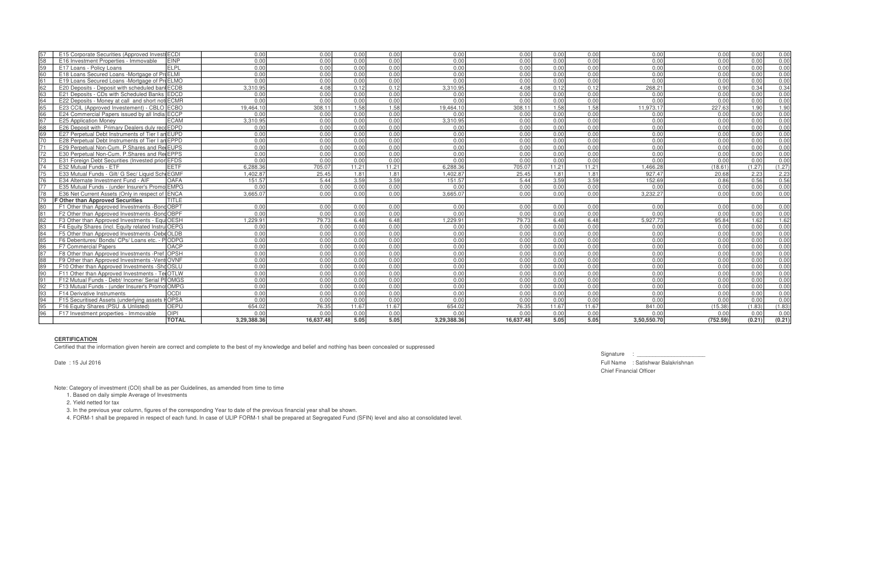| | | | | | | | | | | | | | |
|---|---|---|---|---|---|---|---|---|---|---|---|---|---|
| 57 | E15 Corporate Securities (Approved Investi | ECDI | 0.00 | 0.00 | 0.00 | 0.00 | 0.00 | 0.00 | 0.00 | 0.00 | 0.00 | 0.00 | 0.00 | 0.00 |
| 58 | E16 Investment Properties - Immovable | EINP | 0.00 | 0.00 | 0.00 | 0.00 | 0.00 | 0.00 | 0.00 | 0.00 | 0.00 | 0.00 | 0.00 | 0.00 |
| 59 | E17 Loans - Policy Loans | ELPL | 0.00 | 0.00 | 0.00 | 0.00 | 0.00 | 0.00 | 0.00 | 0.00 | 0.00 | 0.00 | 0.00 | 0.00 |
| 60 | E18 Loans Secured Loans -Mortgage of Pr | ELMI | 0.00 | 0.00 | 0.00 | 0.00 | 0.00 | 0.00 | 0.00 | 0.00 | 0.00 | 0.00 | 0.00 | 0.00 |
| 61 | E19 Loans Secured Loans -Mortgage of Pr | ELMO | 0.00 | 0.00 | 0.00 | 0.00 | 0.00 | 0.00 | 0.00 | 0.00 | 0.00 | 0.00 | 0.00 | 0.00 |
| 62 | E20 Deposits - Deposit with scheduled bank | ECDB | 3,310.95 | 4.08 | 0.12 | 0.12 | 3,310.95 | 4.08 | 0.12 | 0.12 | 268.21 | 0.90 | 0.34 | 0.34 |
| 63 | E21 Deposits - CDs with Scheduled Banks | EDCD | 0.00 | 0.00 | 0.00 | 0.00 | 0.00 | 0.00 | 0.00 | 0.00 | 0.00 | 0.00 | 0.00 | 0.00 |
| 64 | E22 Deposits - Money at call and short not | ECMR | 0.00 | 0.00 | 0.00 | 0.00 | 0.00 | 0.00 | 0.00 | 0.00 | 0.00 | 0.00 | 0.00 | 0.00 |
| 65 | E23 CCIL (Approved Investement) - CBLO | ECBO | 19,464.10 | 308.11 | 1.58 | 1.58 | 19,464.10 | 308.11 | 1.58 | 1.58 | 11,973.17 | 227.63 | 1.90 | 1.90 |
| 66 | E24 Commercial Papers issued by all India | ECCP | 0.00 | 0.00 | 0.00 | 0.00 | 0.00 | 0.00 | 0.00 | 0.00 | 0.00 | 0.00 | 0.00 | 0.00 |
| 67 | E25 Application Money | ECAM | 3,310.95 | 0.00 | 0.00 | 0.00 | 3,310.95 | 0.00 | 0.00 | 0.00 | 0.00 | 0.00 | 0.00 | 0.00 |
| 68 | E26 Deposit with Primary Dealers duly reco | EDPD | 0.00 | 0.00 | 0.00 | 0.00 | 0.00 | 0.00 | 0.00 | 0.00 | 0.00 | 0.00 | 0.00 | 0.00 |
| 69 | E27 Perpetual Debt Instruments of Tier I an | EUPD | 0.00 | 0.00 | 0.00 | 0.00 | 0.00 | 0.00 | 0.00 | 0.00 | 0.00 | 0.00 | 0.00 | 0.00 |
| 70 | E28 Perpetual Debt Instruments of Tier I an | EPPD | 0.00 | 0.00 | 0.00 | 0.00 | 0.00 | 0.00 | 0.00 | 0.00 | 0.00 | 0.00 | 0.00 | 0.00 |
| 71 | E29 Perpetual Non-Cum. P.Shares and Re | EUPS | 0.00 | 0.00 | 0.00 | 0.00 | 0.00 | 0.00 | 0.00 | 0.00 | 0.00 | 0.00 | 0.00 | 0.00 |
| 72 | E30 Perpetual Non-Cum. P.Shares and Re | EPPS | 0.00 | 0.00 | 0.00 | 0.00 | 0.00 | 0.00 | 0.00 | 0.00 | 0.00 | 0.00 | 0.00 | 0.00 |
| 73 | E31 Foreign Debt Securities (Invested prior | EFDS | 0.00 | 0.00 | 0.00 | 0.00 | 0.00 | 0.00 | 0.00 | 0.00 | 0.00 | 0.00 | 0.00 | 0.00 |
| 74 | E32 Mutual Funds - ETF | EETF | 6,288.36 | 705.07 | 11.21 | 11.21 | 6,288.36 | 705.07 | 11.21 | 11.21 | 1,466.28 | (18.61) | (1.27) | (1.27) |
| 75 | E33 Mutual Funds - Gilt/ G Sec/ Liquid Sch | EGMF | 1,402.87 | 25.45 | 1.81 | 1.81 | 1,402.87 | 25.45 | 1.81 | 1.81 | 927.47 | 20.68 | 2.23 | 2.23 |
| 76 | E34 Alternate Investment Fund - AIF | OAFA | 151.57 | 5.44 | 3.59 | 3.59 | 151.57 | 5.44 | 3.59 | 3.59 | 152.69 | 0.86 | 0.56 | 0.56 |
| 77 | E35 Mutual Funds - (under Insurer's Promo | EMPG | 0.00 | 0.00 | 0.00 | 0.00 | 0.00 | 0.00 | 0.00 | 0.00 | 0.00 | 0.00 | 0.00 | 0.00 |
| 78 | E36 Net Current Assets (Only in respect of | ENCA | 3,665.07 | 0.00 | 0.00 | 0.00 | 3,665.07 | 0.00 | 0.00 | 0.00 | 3,232.27 | 0.00 | 0.00 | 0.00 |
| 79 | **F Other than Approved Securities** | TITLE | | | | | | | | | | | | |
| 80 | F1 Other than Approved Investments -Bond | OBPT | 0.00 | 0.00 | 0.00 | 0.00 | 0.00 | 0.00 | 0.00 | 0.00 | 0.00 | 0.00 | 0.00 | 0.00 |
| 81 | F2 Other than Approved Investments -Bond | OBPF | 0.00 | 0.00 | 0.00 | 0.00 | 0.00 | 0.00 | 0.00 | 0.00 | 0.00 | 0.00 | 0.00 | 0.00 |
| 82 | F3 Other than Approved Investments - Equ | OESH | 1,229.91 | 79.73 | 6.48 | 6.48 | 1,229.91 | 79.73 | 6.48 | 6.48 | 5,927.73 | 95.84 | 1.62 | 1.62 |
| 83 | F4 Equity Shares (incl. Equity related Instru | OEPG | 0.00 | 0.00 | 0.00 | 0.00 | 0.00 | 0.00 | 0.00 | 0.00 | 0.00 | 0.00 | 0.00 | 0.00 |
| 84 | F5 Other than Approved Investments -Debe | OLDB | 0.00 | 0.00 | 0.00 | 0.00 | 0.00 | 0.00 | 0.00 | 0.00 | 0.00 | 0.00 | 0.00 | 0.00 |
| 85 | F6 Debentures/ Bonds/ CPs/ Loans etc. - P | ODPG | 0.00 | 0.00 | 0.00 | 0.00 | 0.00 | 0.00 | 0.00 | 0.00 | 0.00 | 0.00 | 0.00 | 0.00 |
| 86 | F7 Commercial Papers | OACP | 0.00 | 0.00 | 0.00 | 0.00 | 0.00 | 0.00 | 0.00 | 0.00 | 0.00 | 0.00 | 0.00 | 0.00 |
| 87 | F8 Other than Approved Investments -Pref | OPSH | 0.00 | 0.00 | 0.00 | 0.00 | 0.00 | 0.00 | 0.00 | 0.00 | 0.00 | 0.00 | 0.00 | 0.00 |
| 88 | F9 Other than Approved Investments -Vent | OVNF | 0.00 | 0.00 | 0.00 | 0.00 | 0.00 | 0.00 | 0.00 | 0.00 | 0.00 | 0.00 | 0.00 | 0.00 |
| 89 | F10 Other than Approved Investments -Sho | OSLU | 0.00 | 0.00 | 0.00 | 0.00 | 0.00 | 0.00 | 0.00 | 0.00 | 0.00 | 0.00 | 0.00 | 0.00 |
| 90 | F11 Other than Approved Investments - Te | OTLW | 0.00 | 0.00 | 0.00 | 0.00 | 0.00 | 0.00 | 0.00 | 0.00 | 0.00 | 0.00 | 0.00 | 0.00 |
| 91 | F12 Mutual Funds - Debt/ Income/ Serial Pl | OMGS | 0.00 | 0.00 | 0.00 | 0.00 | 0.00 | 0.00 | 0.00 | 0.00 | 0.00 | 0.00 | 0.00 | 0.00 |
| 92 | F13 Mutual Funds - (under Insurer's Promo | OMPG | 0.00 | 0.00 | 0.00 | 0.00 | 0.00 | 0.00 | 0.00 | 0.00 | 0.00 | 0.00 | 0.00 | 0.00 |
| 93 | F14 Derivative Instruments | OCDI | 0.00 | 0.00 | 0.00 | 0.00 | 0.00 | 0.00 | 0.00 | 0.00 | 0.00 | 0.00 | 0.00 | 0.00 |
| 94 | F15 Securitised Assets (underlying assets H | OPSA | 0.00 | 0.00 | 0.00 | 0.00 | 0.00 | 0.00 | 0.00 | 0.00 | 0.00 | 0.00 | 0.00 | 0.00 |
| 95 | F16 Equity Shares (PSU & Unlisted) | OEPU | 654.02 | 76.35 | 11.67 | 11.67 | 654.02 | 76.35 | 11.67 | 11.67 | 841.00 | (15.38) | (1.83) | (1.83) |
| 96 | F17 Investment properties - Immovable | OIPI | 0.00 | 0.00 | 0.00 | 0.00 | 0.00 | 0.00 | 0.00 | 0.00 | 0.00 | 0.00 | 0.00 | 0.00 |
| | | **TOTAL** | **3,29,388.36** | **16,637.48** | **5.05** | **5.05** | **3,29,388.36** | **16,637.48** | **5.05** | **5.05** | **3,50,550.70** | **(752.59)** | **(0.21)** | **(0.21)** |

**CERTIFICATION**

Certified that the information given herein are correct and complete to the best of my knowledge and belief and nothing has been concealed or suppressed

Date : 15 Jul 2016

Signature : ______________________

Full Name : Satishwar Balakrishnan

Chief Financial Officer

Note: Category of investment (COI) shall be as per Guidelines, as amended from time to time

1. Based on daily simple Average of Investments
2. Yield netted for tax
3. In the previous year column, figures of the corresponding Year to date of the previous financial year shall be shown.
4. FORM-1 shall be prepared in respect of each fund. In case of ULIP FORM-1 shall be prepared at Segregated Fund (SFIN) level and also at consolidated level.